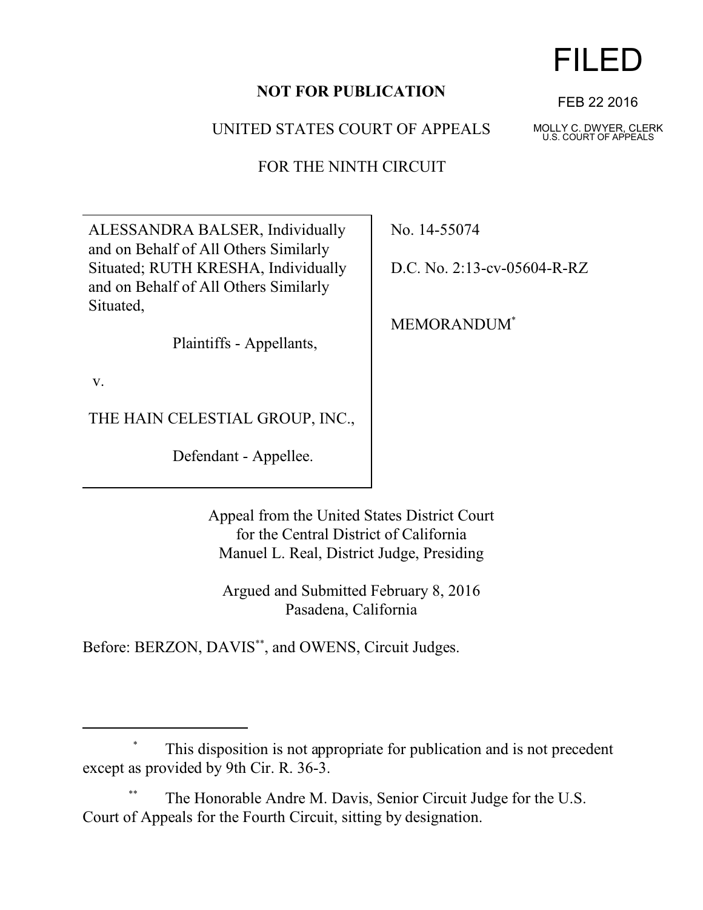**NOT FOR PUBLICATION**

UNITED STATES COURT OF APPEALS

FOR THE NINTH CIRCUIT

FILED

FEB 22 2016

MOLLY C. DWYER, CLERK
U.S. COURT OF APPEALS

| | |
|---|---|
| ALESSANDRA BALSER, Individually and on Behalf of All Others Similarly Situated; RUTH KRESHA, Individually and on Behalf of All Others Similarly Situated,<br><br>Plaintiffs - Appellants,<br><br>v.<br><br>THE HAIN CELESTIAL GROUP, INC.,<br><br>Defendant - Appellee. | No. 14-55074<br><br>D.C. No. 2:13-cv-05604-R-RZ<br><br>MEMORANDUM[*] |

Appeal from the United States District Court
for the Central District of California
Manuel L. Real, District Judge, Presiding

Argued and Submitted February 8, 2016
Pasadena, California

Before: BERZON, DAVIS[**], and OWENS, Circuit Judges.

---

[*] This disposition is not appropriate for publication and is not precedent except as provided by 9th Cir. R. 36-3.

[**] The Honorable Andre M. Davis, Senior Circuit Judge for the U.S. Court of Appeals for the Fourth Circuit, sitting by designation.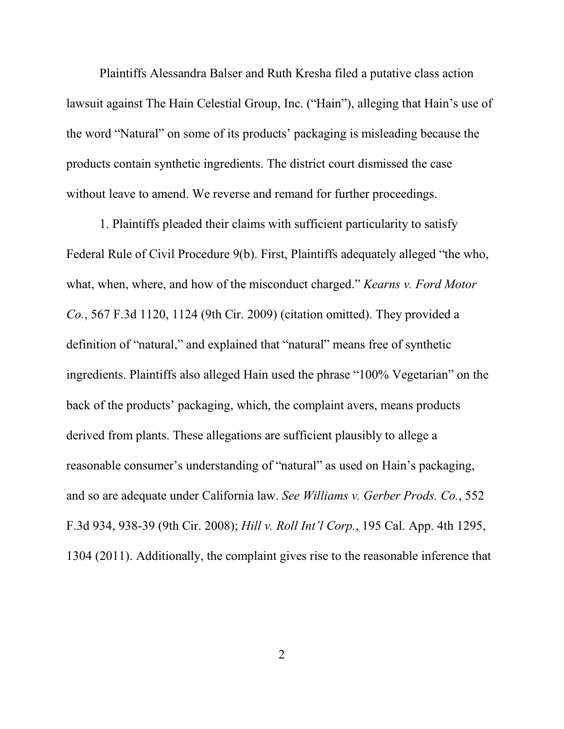Plaintiffs Alessandra Balser and Ruth Kresha filed a putative class action lawsuit against The Hain Celestial Group, Inc. ("Hain"), alleging that Hain's use of the word "Natural" on some of its products' packaging is misleading because the products contain synthetic ingredients. The district court dismissed the case without leave to amend. We reverse and remand for further proceedings.

1. Plaintiffs pleaded their claims with sufficient particularity to satisfy Federal Rule of Civil Procedure 9(b). First, Plaintiffs adequately alleged "the who, what, when, where, and how of the misconduct charged." *Kearns v. Ford Motor Co.*, 567 F.3d 1120, 1124 (9th Cir. 2009) (citation omitted). They provided a definition of "natural," and explained that "natural" means free of synthetic ingredients. Plaintiffs also alleged Hain used the phrase "100% Vegetarian" on the back of the products' packaging, which, the complaint avers, means products derived from plants. These allegations are sufficient plausibly to allege a reasonable consumer's understanding of "natural" as used on Hain's packaging, and so are adequate under California law. *See Williams v. Gerber Prods. Co.*, 552 F.3d 934, 938-39 (9th Cir. 2008); *Hill v. Roll Int'l Corp.*, 195 Cal. App. 4th 1295, 1304 (2011). Additionally, the complaint gives rise to the reasonable inference that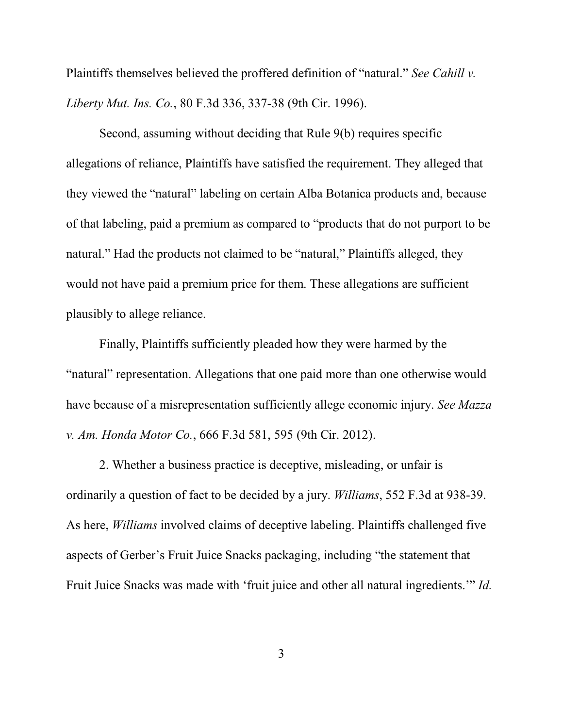Plaintiffs themselves believed the proffered definition of "natural." *See Cahill v. Liberty Mut. Ins. Co.*, 80 F.3d 336, 337-38 (9th Cir. 1996).

Second, assuming without deciding that Rule 9(b) requires specific allegations of reliance, Plaintiffs have satisfied the requirement. They alleged that they viewed the "natural" labeling on certain Alba Botanica products and, because of that labeling, paid a premium as compared to "products that do not purport to be natural." Had the products not claimed to be "natural," Plaintiffs alleged, they would not have paid a premium price for them. These allegations are sufficient plausibly to allege reliance.

Finally, Plaintiffs sufficiently pleaded how they were harmed by the "natural" representation. Allegations that one paid more than one otherwise would have because of a misrepresentation sufficiently allege economic injury. *See Mazza v. Am. Honda Motor Co.*, 666 F.3d 581, 595 (9th Cir. 2012).

2. Whether a business practice is deceptive, misleading, or unfair is ordinarily a question of fact to be decided by a jury. *Williams*, 552 F.3d at 938-39. As here, *Williams* involved claims of deceptive labeling. Plaintiffs challenged five aspects of Gerber's Fruit Juice Snacks packaging, including "the statement that Fruit Juice Snacks was made with 'fruit juice and other all natural ingredients.'" *Id.*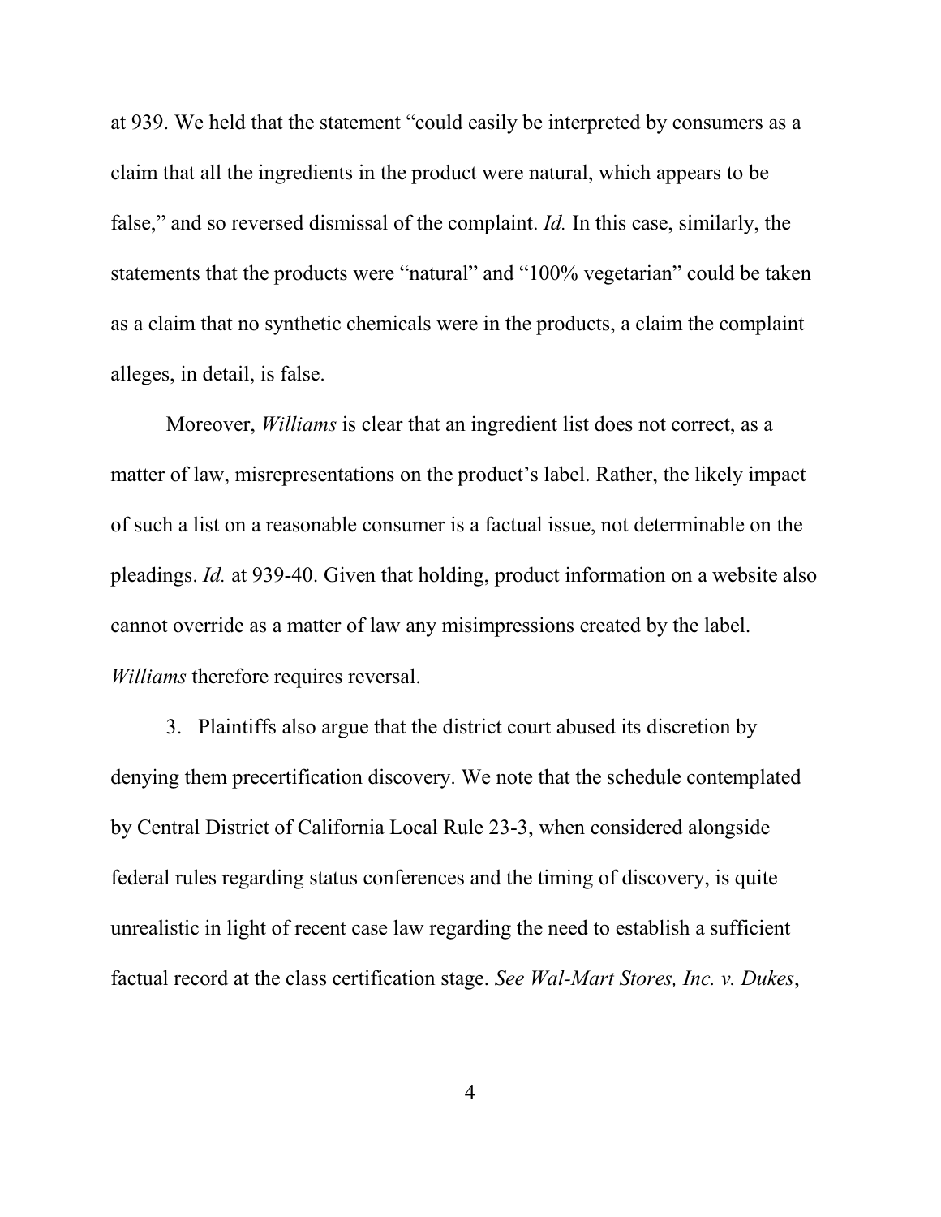at 939. We held that the statement "could easily be interpreted by consumers as a claim that all the ingredients in the product were natural, which appears to be false," and so reversed dismissal of the complaint. *Id.* In this case, similarly, the statements that the products were "natural" and "100% vegetarian" could be taken as a claim that no synthetic chemicals were in the products, a claim the complaint alleges, in detail, is false.

Moreover, *Williams* is clear that an ingredient list does not correct, as a matter of law, misrepresentations on the product's label. Rather, the likely impact of such a list on a reasonable consumer is a factual issue, not determinable on the pleadings. *Id.* at 939-40. Given that holding, product information on a website also cannot override as a matter of law any misimpressions created by the label. *Williams* therefore requires reversal.

3. Plaintiffs also argue that the district court abused its discretion by denying them precertification discovery. We note that the schedule contemplated by Central District of California Local Rule 23-3, when considered alongside federal rules regarding status conferences and the timing of discovery, is quite unrealistic in light of recent case law regarding the need to establish a sufficient factual record at the class certification stage. *See Wal-Mart Stores, Inc. v. Dukes*,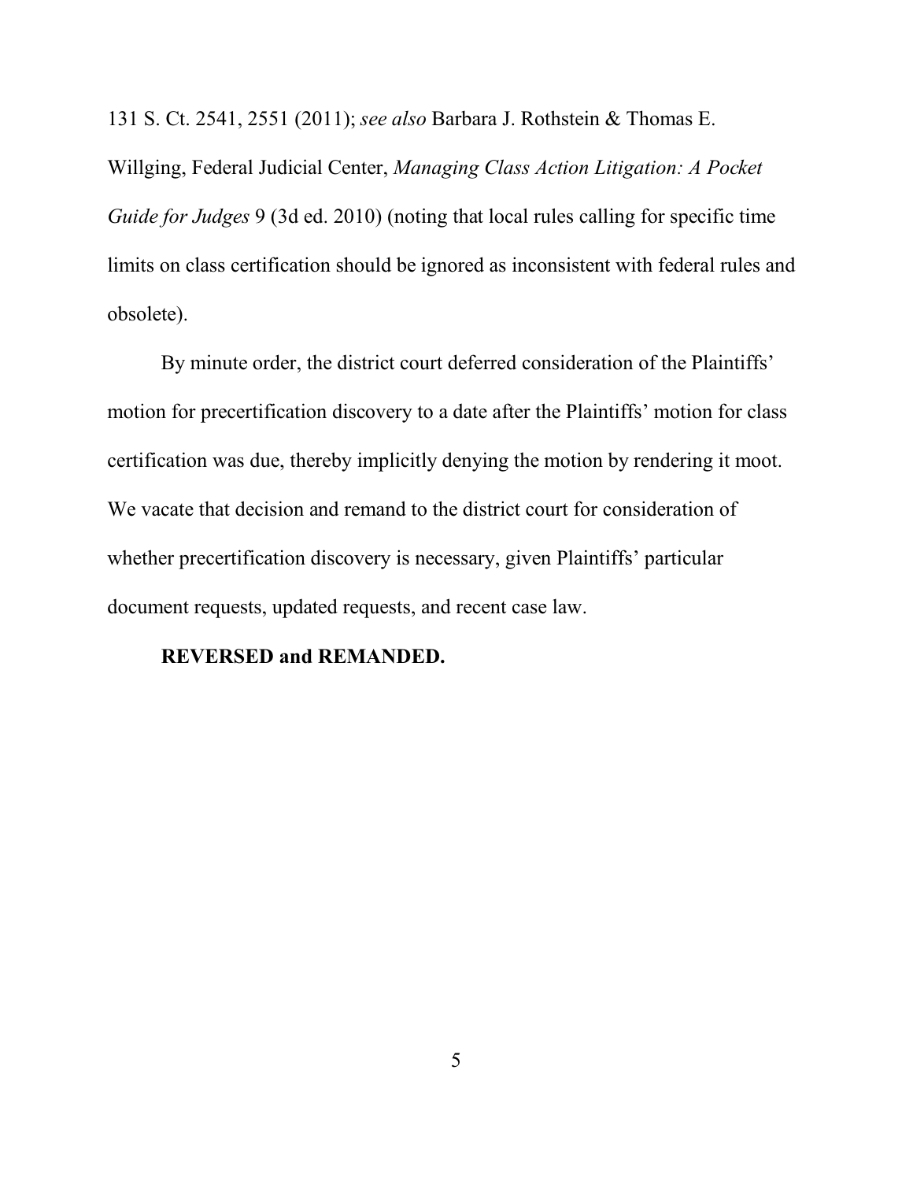131 S. Ct. 2541, 2551 (2011); *see also* Barbara J. Rothstein & Thomas E. Willging, Federal Judicial Center, *Managing Class Action Litigation: A Pocket Guide for Judges* 9 (3d ed. 2010) (noting that local rules calling for specific time limits on class certification should be ignored as inconsistent with federal rules and obsolete).

By minute order, the district court deferred consideration of the Plaintiffs' motion for precertification discovery to a date after the Plaintiffs' motion for class certification was due, thereby implicitly denying the motion by rendering it moot. We vacate that decision and remand to the district court for consideration of whether precertification discovery is necessary, given Plaintiffs' particular document requests, updated requests, and recent case law.

**REVERSED and REMANDED.**